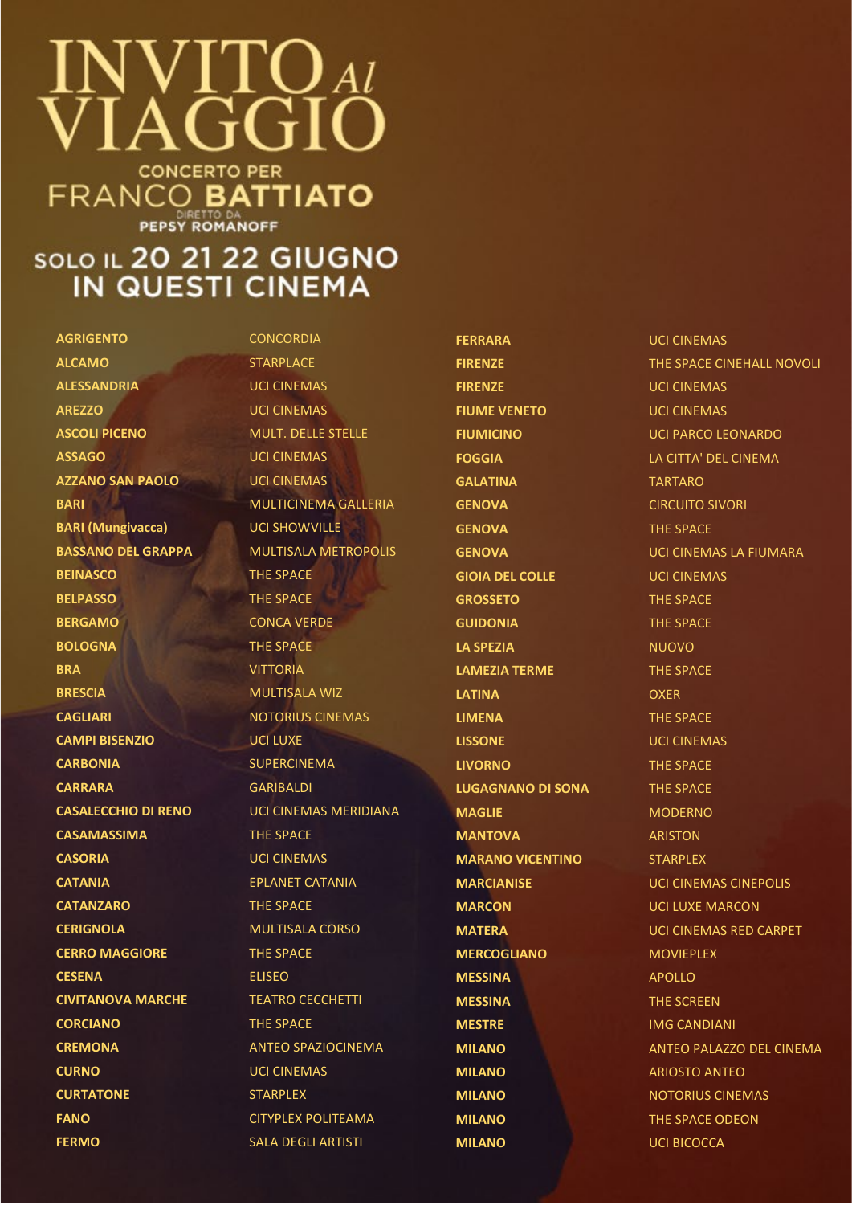# INVITO AL VIAGGIO

## CONCERTO PER FRANCO BATTIATO

DIRETTO DA PEPSY ROMANOFF

### SOLO IL 20 21 22 GIUGNO IN QUESTI CINEMA

| Città | Cinema |
| --- | --- |
| **AGRIGENTO** | CONCORDIA |
| **ALCAMO** | STARPLACE |
| **ALESSANDRIA** | UCI CINEMAS |
| **AREZZO** | UCI CINEMAS |
| **ASCOLI PICENO** | MULT. DELLE STELLE |
| **ASSAGO** | UCI CINEMAS |
| **AZZANO SAN PAOLO** | UCI CINEMAS |
| **BARI** | MULTICINEMA GALLERIA |
| **BARI (Mungivacca)** | UCI SHOWVILLE |
| **BASSANO DEL GRAPPA** | MULTISALA METROPOLIS |
| **BEINASCO** | THE SPACE |
| **BELPASSO** | THE SPACE |
| **BERGAMO** | CONCA VERDE |
| **BOLOGNA** | THE SPACE |
| **BRA** | VITTORIA |
| **BRESCIA** | MULTISALA WIZ |
| **CAGLIARI** | NOTORIUS CINEMAS |
| **CAMPI BISENZIO** | UCI LUXE |
| **CARBONIA** | SUPERCINEMA |
| **CARRARA** | GARIBALDI |
| **CASALECCHIO DI RENO** | UCI CINEMAS MERIDIANA |
| **CASAMASSIMA** | THE SPACE |
| **CASORIA** | UCI CINEMAS |
| **CATANIA** | EPLANET CATANIA |
| **CATANZARO** | THE SPACE |
| **CERIGNOLA** | MULTISALA CORSO |
| **CERRO MAGGIORE** | THE SPACE |
| **CESENA** | ELISEO |
| **CIVITANOVA MARCHE** | TEATRO CECCHETTI |
| **CORCIANO** | THE SPACE |
| **CREMONA** | ANTEO SPAZIOCINEMA |
| **CURNO** | UCI CINEMAS |
| **CURTATONE** | STARPLEX |
| **FANO** | CITYPLEX POLITEAMA |
| **FERMO** | SALA DEGLI ARTISTI |
| **FERRARA** | UCI CINEMAS |
| **FIRENZE** | THE SPACE CINEHALL NOVOLI |
| **FIRENZE** | UCI CINEMAS |
| **FIUME VENETO** | UCI CINEMAS |
| **FIUMICINO** | UCI PARCO LEONARDO |
| **FOGGIA** | LA CITTA' DEL CINEMA |
| **GALATINA** | TARTARO |
| **GENOVA** | CIRCUITO SIVORI |
| **GENOVA** | THE SPACE |
| **GENOVA** | UCI CINEMAS LA FIUMARA |
| **GIOIA DEL COLLE** | UCI CINEMAS |
| **GROSSETO** | THE SPACE |
| **GUIDONIA** | THE SPACE |
| **LA SPEZIA** | NUOVO |
| **LAMEZIA TERME** | THE SPACE |
| **LATINA** | OXER |
| **LIMENA** | THE SPACE |
| **LISSONE** | UCI CINEMAS |
| **LIVORNO** | THE SPACE |
| **LUGAGNANO DI SONA** | THE SPACE |
| **MAGLIE** | MODERNO |
| **MANTOVA** | ARISTON |
| **MARANO VICENTINO** | STARPLEX |
| **MARCIANISE** | UCI CINEMAS CINEPOLIS |
| **MARCON** | UCI LUXE MARCON |
| **MATERA** | UCI CINEMAS RED CARPET |
| **MERCOGLIANO** | MOVIEPLEX |
| **MESSINA** | APOLLO |
| **MESSINA** | THE SCREEN |
| **MESTRE** | IMG CANDIANI |
| **MILANO** | ANTEO PALAZZO DEL CINEMA |
| **MILANO** | ARIOSTO ANTEO |
| **MILANO** | NOTORIUS CINEMAS |
| **MILANO** | THE SPACE ODEON |
| **MILANO** | UCI BICOCCA |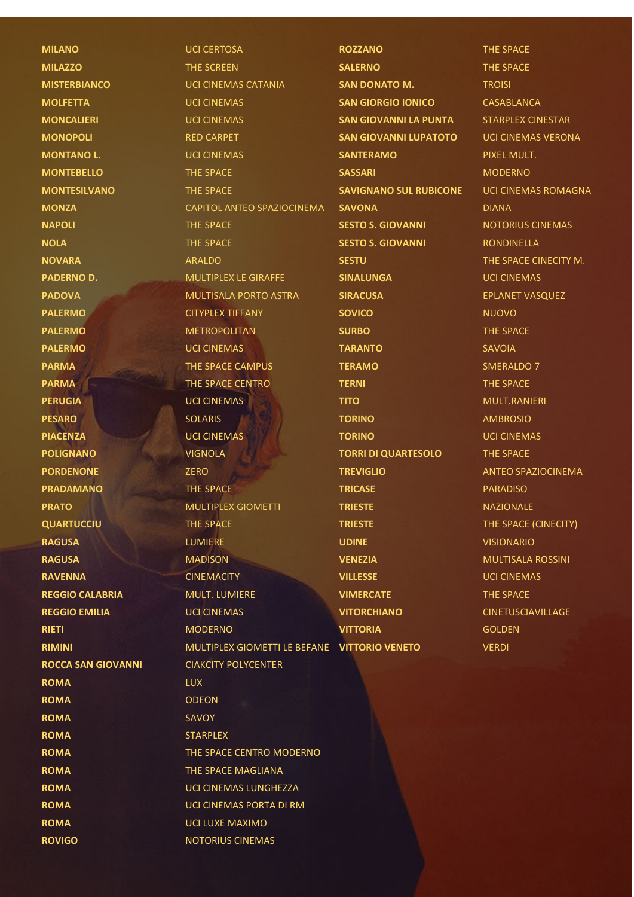| | |
|---|---|
| **MILANO** | UCI CERTOSA |
| **MILAZZO** | THE SCREEN |
| **MISTERBIANCO** | UCI CINEMAS CATANIA |
| **MOLFETTA** | UCI CINEMAS |
| **MONCALIERI** | UCI CINEMAS |
| **MONOPOLI** | RED CARPET |
| **MONTANO L.** | UCI CINEMAS |
| **MONTEBELLO** | THE SPACE |
| **MONTESILVANO** | THE SPACE |
| **MONZA** | CAPITOL ANTEO SPAZIOCINEMA |
| **NAPOLI** | THE SPACE |
| **NOLA** | THE SPACE |
| **NOVARA** | ARALDO |
| **PADERNO D.** | MULTIPLEX LE GIRAFFE |
| **PADOVA** | MULTISALA PORTO ASTRA |
| **PALERMO** | CITYPLEX TIFFANY |
| **PALERMO** | METROPOLITAN |
| **PALERMO** | UCI CINEMAS |
| **PARMA** | THE SPACE CAMPUS |
| **PARMA** | THE SPACE CENTRO |
| **PERUGIA** | UCI CINEMAS |
| **PESARO** | SOLARIS |
| **PIACENZA** | UCI CINEMAS |
| **POLIGNANO** | VIGNOLA |
| **PORDENONE** | ZERO |
| **PRADAMANO** | THE SPACE |
| **PRATO** | MULTIPLEX GIOMETTI |
| **QUARTUCCIU** | THE SPACE |
| **RAGUSA** | LUMIERE |
| **RAGUSA** | MADISON |
| **RAVENNA** | CINEMACITY |
| **REGGIO CALABRIA** | MULT. LUMIERE |
| **REGGIO EMILIA** | UCI CINEMAS |
| **RIETI** | MODERNO |
| **RIMINI** | MULTIPLEX GIOMETTI LE BEFANE |
| **ROCCA SAN GIOVANNI** | CIAKCITY POLYCENTER |
| **ROMA** | LUX |
| **ROMA** | ODEON |
| **ROMA** | SAVOY |
| **ROMA** | STARPLEX |
| **ROMA** | THE SPACE CENTRO MODERNO |
| **ROMA** | THE SPACE MAGLIANA |
| **ROMA** | UCI CINEMAS LUNGHEZZA |
| **ROMA** | UCI CINEMAS PORTA DI RM |
| **ROMA** | UCI LUXE MAXIMO |
| **ROVIGO** | NOTORIUS CINEMAS |
| **ROZZANO** | THE SPACE |
| **SALERNO** | THE SPACE |
| **SAN DONATO M.** | TROISI |
| **SAN GIORGIO IONICO** | CASABLANCA |
| **SAN GIOVANNI LA PUNTA** | STARPLEX CINESTAR |
| **SAN GIOVANNI LUPATOTO** | UCI CINEMAS VERONA |
| **SANTERAMO** | PIXEL MULT. |
| **SASSARI** | MODERNO |
| **SAVIGNANO SUL RUBICONE** | UCI CINEMAS ROMAGNA |
| **SAVONA** | DIANA |
| **SESTO S. GIOVANNI** | NOTORIUS CINEMAS |
| **SESTO S. GIOVANNI** | RONDINELLA |
| **SESTU** | THE SPACE CINECITY M. |
| **SINALUNGA** | UCI CINEMAS |
| **SIRACUSA** | EPLANET VASQUEZ |
| **SOVICO** | NUOVO |
| **SURBO** | THE SPACE |
| **TARANTO** | SAVOIA |
| **TERAMO** | SMERALDO 7 |
| **TERNI** | THE SPACE |
| **TITO** | MULT.RANIERI |
| **TORINO** | AMBROSIO |
| **TORINO** | UCI CINEMAS |
| **TORRI DI QUARTESOLO** | THE SPACE |
| **TREVIGLIO** | ANTEO SPAZIOCINEMA |
| **TRICASE** | PARADISO |
| **TRIESTE** | NAZIONALE |
| **TRIESTE** | THE SPACE (CINECITY) |
| **UDINE** | VISIONARIO |
| **VENEZIA** | MULTISALA ROSSINI |
| **VILLESSE** | UCI CINEMAS |
| **VIMERCATE** | THE SPACE |
| **VITORCHIANO** | CINETUSCIAVILLAGE |
| **VITTORIA** | GOLDEN |
| **VITTORIO VENETO** | VERDI |